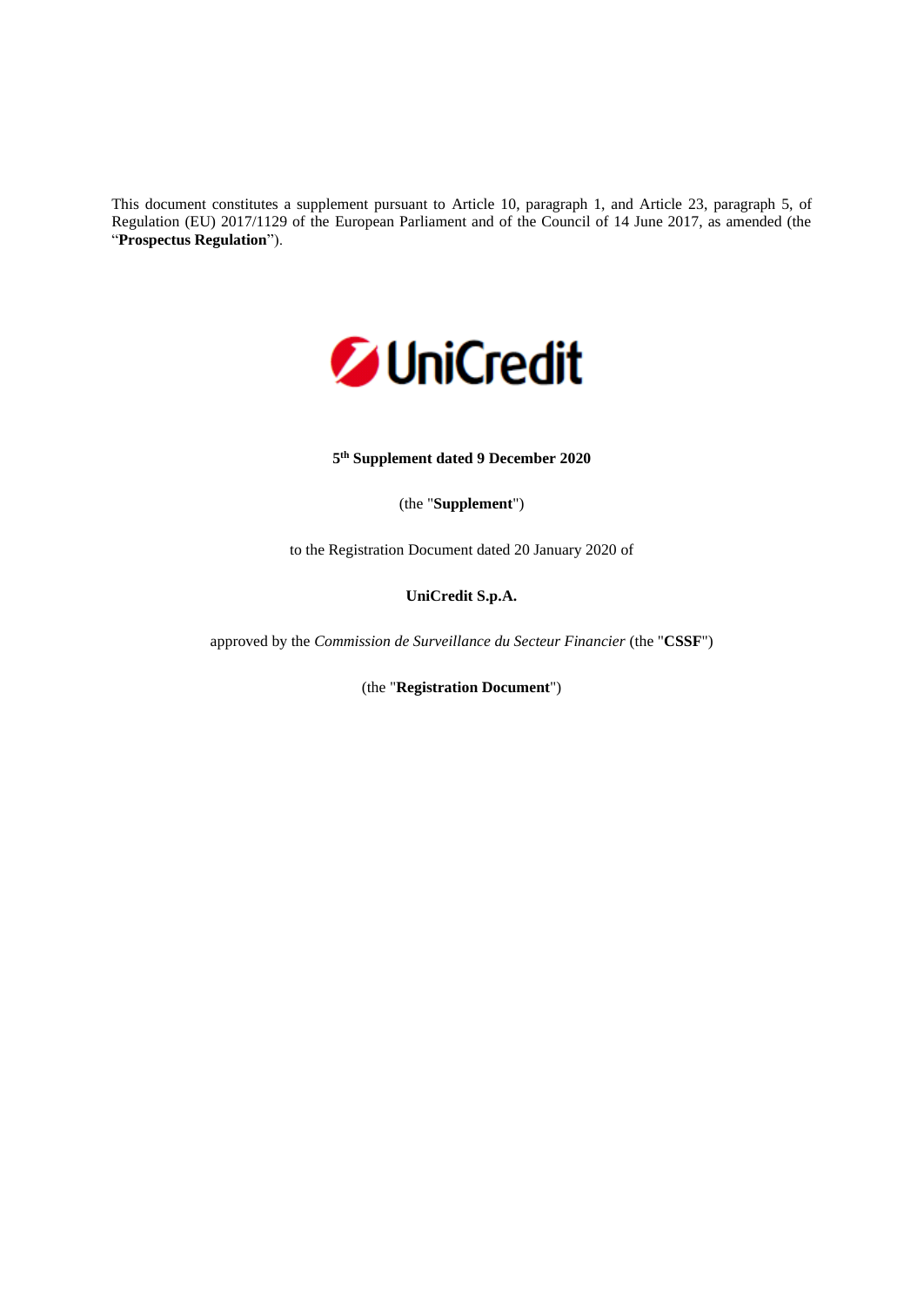This document constitutes a supplement pursuant to Article 10, paragraph 1, and Article 23, paragraph 5, of Regulation (EU) 2017/1129 of the European Parliament and of the Council of 14 June 2017, as amended (the "**Prospectus Regulation**").

UniCredit

**5th Supplement dated 9 December 2020**

(the "**Supplement**")

to the Registration Document dated 20 January 2020 of

**UniCredit S.p.A.**

approved by the *Commission de Surveillance du Secteur Financier* (the "**CSSF**")

(the "**Registration Document**")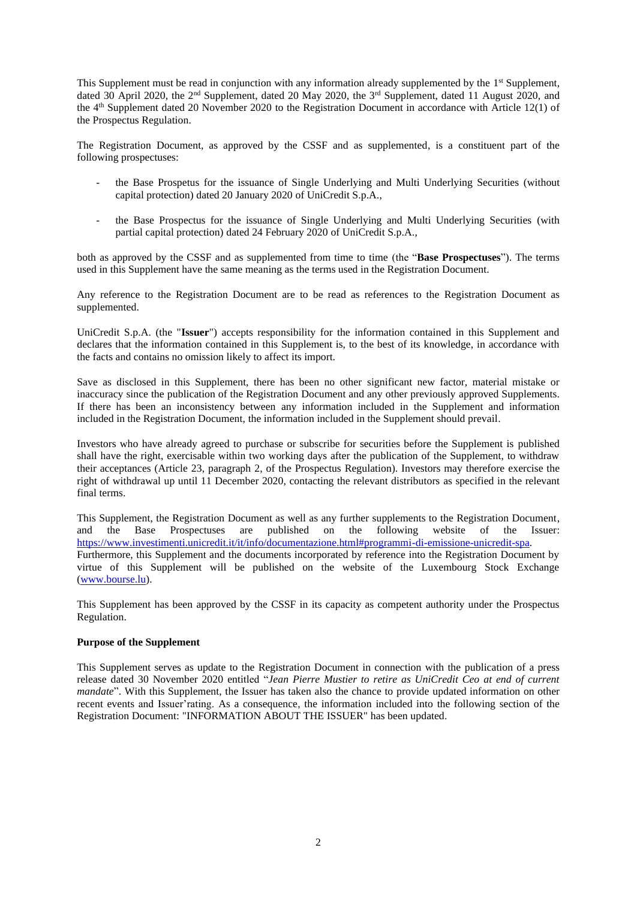This Supplement must be read in conjunction with any information already supplemented by the 1st Supplement, dated 30 April 2020, the 2nd Supplement, dated 20 May 2020, the 3rd Supplement, dated 11 August 2020, and the 4th Supplement dated 20 November 2020 to the Registration Document in accordance with Article 12(1) of the Prospectus Regulation.

The Registration Document, as approved by the CSSF and as supplemented, is a constituent part of the following prospectuses:

- the Base Prospetus for the issuance of Single Underlying and Multi Underlying Securities (without capital protection) dated 20 January 2020 of UniCredit S.p.A.,
- the Base Prospectus for the issuance of Single Underlying and Multi Underlying Securities (with partial capital protection) dated 24 February 2020 of UniCredit S.p.A.,

both as approved by the CSSF and as supplemented from time to time (the "**Base Prospectuses**"). The terms used in this Supplement have the same meaning as the terms used in the Registration Document.

Any reference to the Registration Document are to be read as references to the Registration Document as supplemented.

UniCredit S.p.A. (the "**Issuer**") accepts responsibility for the information contained in this Supplement and declares that the information contained in this Supplement is, to the best of its knowledge, in accordance with the facts and contains no omission likely to affect its import.

Save as disclosed in this Supplement, there has been no other significant new factor, material mistake or inaccuracy since the publication of the Registration Document and any other previously approved Supplements. If there has been an inconsistency between any information included in the Supplement and information included in the Registration Document, the information included in the Supplement should prevail.

Investors who have already agreed to purchase or subscribe for securities before the Supplement is published shall have the right, exercisable within two working days after the publication of the Supplement, to withdraw their acceptances (Article 23, paragraph 2, of the Prospectus Regulation). Investors may therefore exercise the right of withdrawal up until 11 December 2020, contacting the relevant distributors as specified in the relevant final terms.

This Supplement, the Registration Document as well as any further supplements to the Registration Document, and the Base Prospectuses are published on the following website of the Issuer: https://www.investimenti.unicredit.it/it/info/documentazione.html#programmi-di-emissione-unicredit-spa. Furthermore, this Supplement and the documents incorporated by reference into the Registration Document by virtue of this Supplement will be published on the website of the Luxembourg Stock Exchange (www.bourse.lu).

This Supplement has been approved by the CSSF in its capacity as competent authority under the Prospectus Regulation.

**Purpose of the Supplement**

This Supplement serves as update to the Registration Document in connection with the publication of a press release dated 30 November 2020 entitled "*Jean Pierre Mustier to retire as UniCredit Ceo at end of current mandate*". With this Supplement, the Issuer has taken also the chance to provide updated information on other recent events and Issuer'rating. As a consequence, the information included into the following section of the Registration Document: "INFORMATION ABOUT THE ISSUER" has been updated.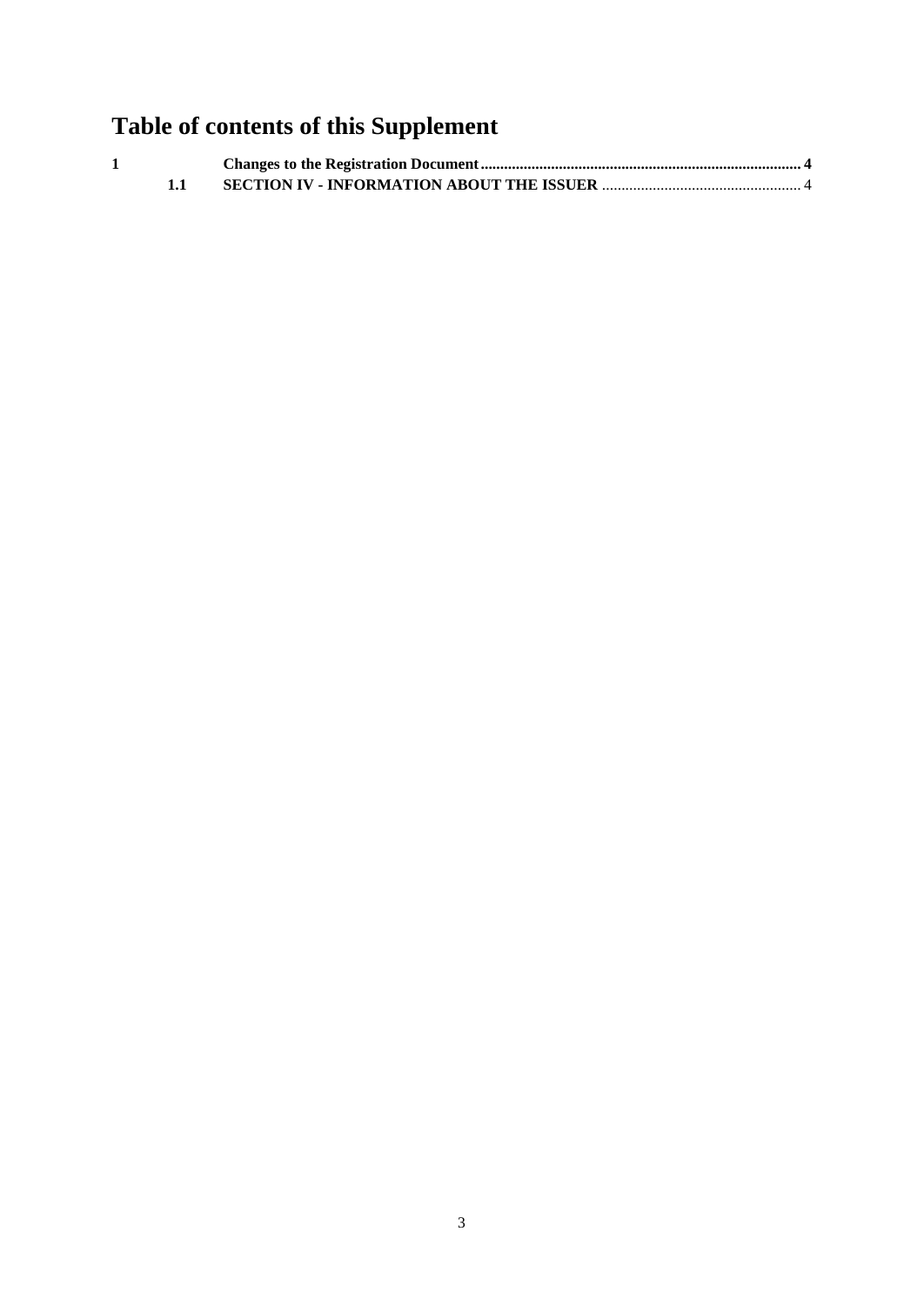# Table of contents of this Supplement

| | | | |
|---|---|---|---|
| **1** | | **Changes to the Registration Document** | **4** |
| | **1.1** | **SECTION IV - INFORMATION ABOUT THE ISSUER** | 4 |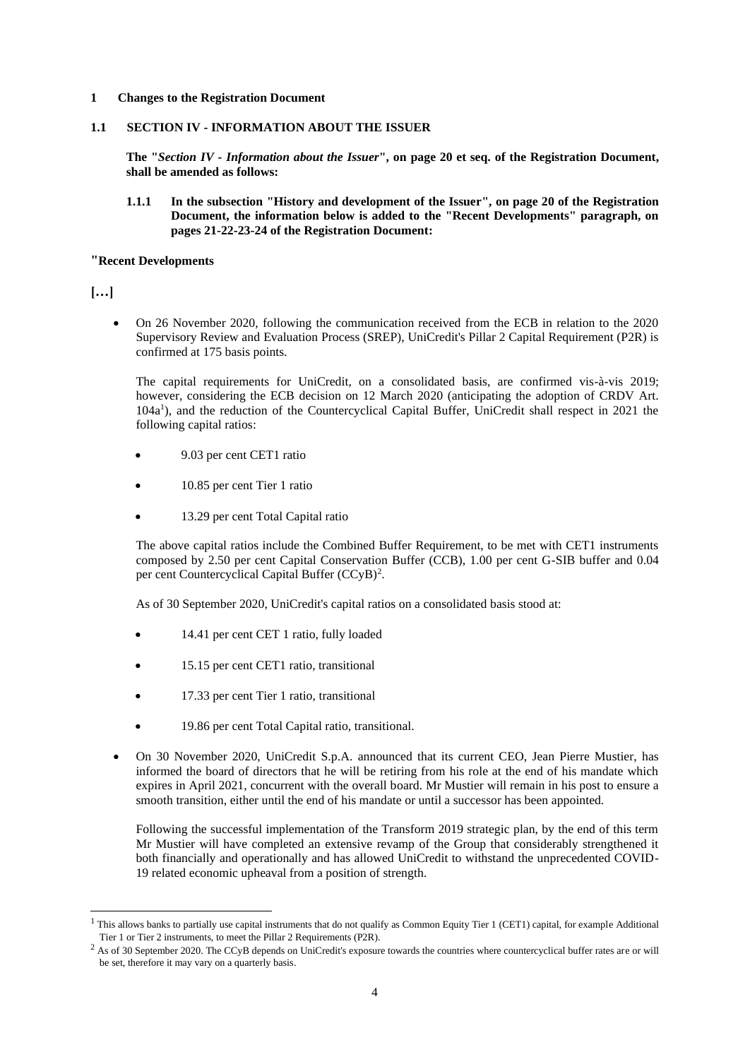# 1 Changes to the Registration Document

## 1.1 SECTION IV - INFORMATION ABOUT THE ISSUER

**The "*Section IV - Information about the Issuer*", on page 20 et seq. of the Registration Document, shall be amended as follows:**

### 1.1.1 In the subsection "History and development of the Issuer", on page 20 of the Registration Document, the information below is added to the "Recent Developments" paragraph, on pages 21-22-23-24 of the Registration Document:

**"Recent Developments**

**[…]**

- On 26 November 2020, following the communication received from the ECB in relation to the 2020 Supervisory Review and Evaluation Process (SREP), UniCredit's Pillar 2 Capital Requirement (P2R) is confirmed at 175 basis points.

  The capital requirements for UniCredit, on a consolidated basis, are confirmed vis-à-vis 2019; however, considering the ECB decision on 12 March 2020 (anticipating the adoption of CRDV Art. 104a[1]), and the reduction of the Countercyclical Capital Buffer, UniCredit shall respect in 2021 the following capital ratios:

  - 9.03 per cent CET1 ratio
  - 10.85 per cent Tier 1 ratio
  - 13.29 per cent Total Capital ratio

  The above capital ratios include the Combined Buffer Requirement, to be met with CET1 instruments composed by 2.50 per cent Capital Conservation Buffer (CCB), 1.00 per cent G-SIB buffer and 0.04 per cent Countercyclical Capital Buffer (CCyB)[2].

  As of 30 September 2020, UniCredit's capital ratios on a consolidated basis stood at:

  - 14.41 per cent CET 1 ratio, fully loaded
  - 15.15 per cent CET1 ratio, transitional
  - 17.33 per cent Tier 1 ratio, transitional
  - 19.86 per cent Total Capital ratio, transitional.

- On 30 November 2020, UniCredit S.p.A. announced that its current CEO, Jean Pierre Mustier, has informed the board of directors that he will be retiring from his role at the end of his mandate which expires in April 2021, concurrent with the overall board. Mr Mustier will remain in his post to ensure a smooth transition, either until the end of his mandate or until a successor has been appointed.

  Following the successful implementation of the Transform 2019 strategic plan, by the end of this term Mr Mustier will have completed an extensive revamp of the Group that considerably strengthened it both financially and operationally and has allowed UniCredit to withstand the unprecedented COVID-19 related economic upheaval from a position of strength.

---

[1] This allows banks to partially use capital instruments that do not qualify as Common Equity Tier 1 (CET1) capital, for example Additional Tier 1 or Tier 2 instruments, to meet the Pillar 2 Requirements (P2R).

[2] As of 30 September 2020. The CCyB depends on UniCredit's exposure towards the countries where countercyclical buffer rates are or will be set, therefore it may vary on a quarterly basis.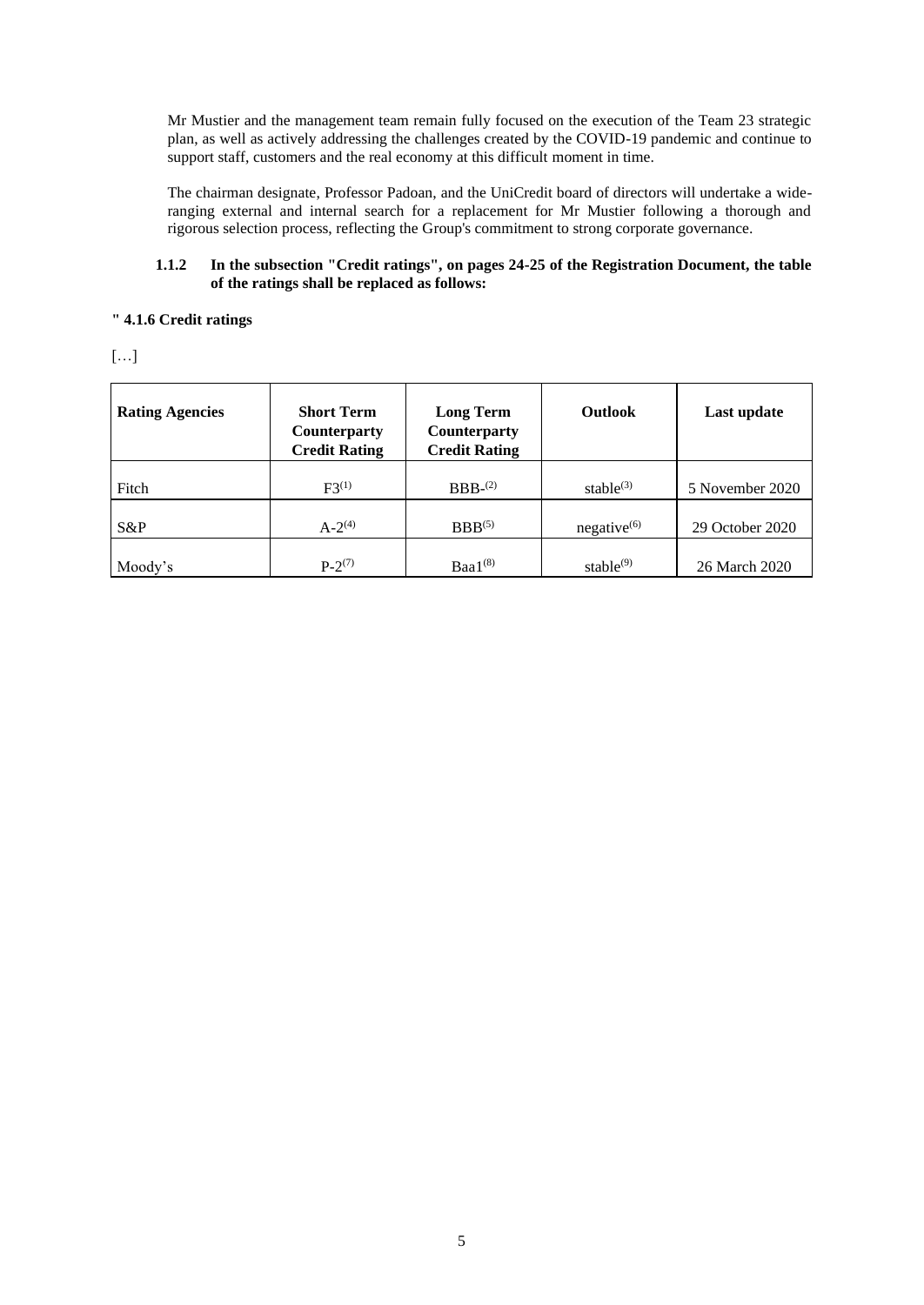Mr Mustier and the management team remain fully focused on the execution of the Team 23 strategic plan, as well as actively addressing the challenges created by the COVID-19 pandemic and continue to support staff, customers and the real economy at this difficult moment in time.

The chairman designate, Professor Padoan, and the UniCredit board of directors will undertake a wide-ranging external and internal search for a replacement for Mr Mustier following a thorough and rigorous selection process, reflecting the Group's commitment to strong corporate governance.

**1.1.2 In the subsection "Credit ratings", on pages 24-25 of the Registration Document, the table of the ratings shall be replaced as follows:**

**" 4.1.6 Credit ratings**

[…]

| Rating Agencies | Short Term Counterparty Credit Rating | Long Term Counterparty Credit Rating | Outlook | Last update |
|---|---|---|---|---|
| Fitch | F3(1) | BBB-(2) | stable(3) | 5 November 2020 |
| S&P | A-2(4) | BBB(5) | negative(6) | 29 October 2020 |
| Moody's | P-2(7) | Baa1(8) | stable(9) | 26 March 2020 |